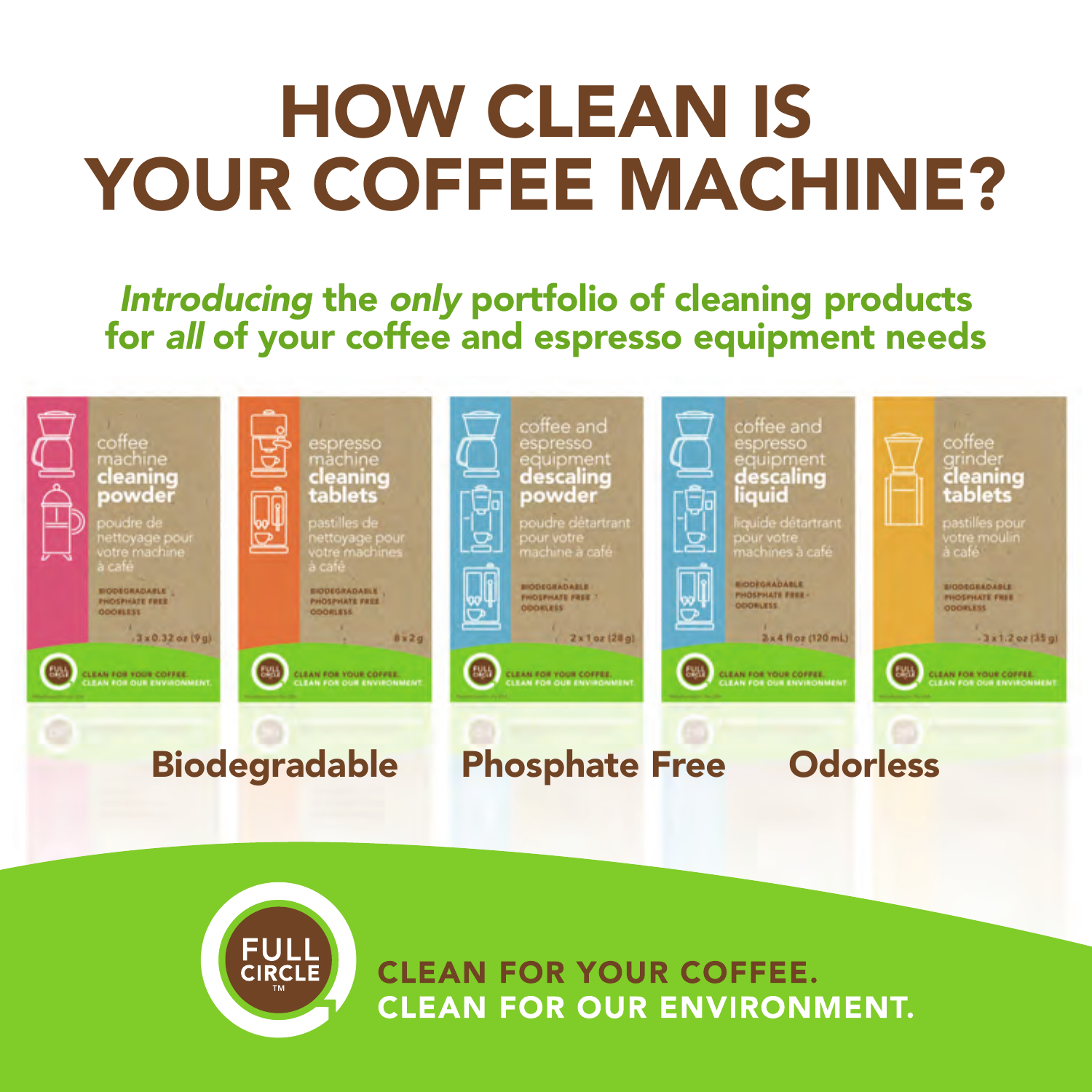# HOW CLEAN IS YOUR COFFEE MACHINE?

*Introducing* the *only* portfolio of cleaning products for *all* of your coffee and espresso equipment needs

coffee machine **cleaning powder**
poudre de nettoyage pour votre machine à café
BIODEGRADABLE
PHOSPHATE FREE
ODORLESS
3 x 0.32 oz (9 g)
CLEAN FOR YOUR COFFEE. CLEAN FOR OUR ENVIRONMENT.

espresso machine **cleaning tablets**
pastilles de nettoyage pour votre machines à café
BIODEGRADABLE
PHOSPHATE FREE
ODORLESS
8 x 2 g
CLEAN FOR YOUR COFFEE. CLEAN FOR OUR ENVIRONMENT.

coffee and espresso equipment **descaling powder**
poudre détartrant pour votre machine à café
BIODEGRADABLE
PHOSPHATE FREE
ODORLESS
2 x 1 oz (28 g)
CLEAN FOR YOUR COFFEE. CLEAN FOR OUR ENVIRONMENT.

coffee and espresso equipment **descaling liquid**
liquide détartrant pour votre machines à café
BIODEGRADABLE
PHOSPHATE FREE
ODORLESS
2 x 4 fl oz (120 mL)
CLEAN FOR YOUR COFFEE. CLEAN FOR OUR ENVIRONMENT.

coffee grinder **cleaning tablets**
pastilles pour votre moulin à café
BIODEGRADABLE
PHOSPHATE FREE
ODORLESS
3 x 1.2 oz (35 g)
CLEAN FOR YOUR COFFEE. CLEAN FOR OUR ENVIRONMENT.

**Biodegradable** **Phosphate Free** **Odorless**

FULL CIRCLE™

**CLEAN FOR YOUR COFFEE.**
**CLEAN FOR OUR ENVIRONMENT.**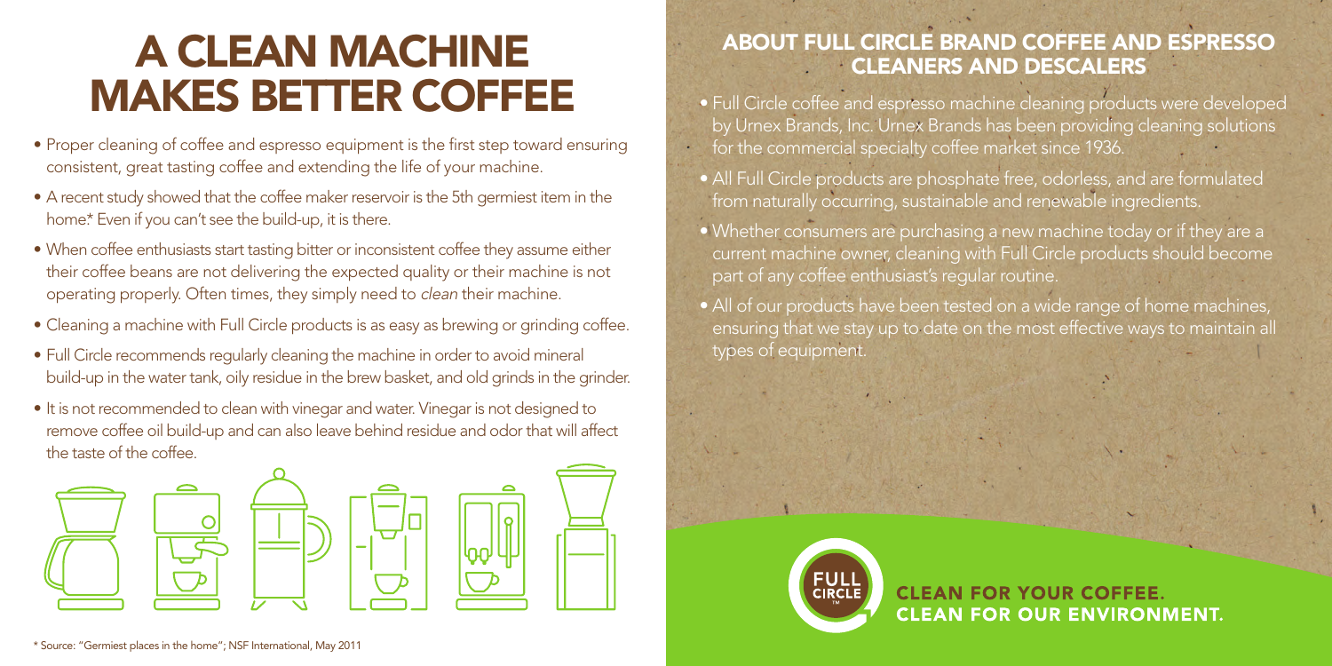# A CLEAN MACHINE MAKES BETTER COFFEE

- Proper cleaning of coffee and espresso equipment is the first step toward ensuring consistent, great tasting coffee and extending the life of your machine.
- A recent study showed that the coffee maker reservoir is the 5th germiest item in the home.* Even if you can't see the build-up, it is there.
- When coffee enthusiasts start tasting bitter or inconsistent coffee they assume either their coffee beans are not delivering the expected quality or their machine is not operating properly. Often times, they simply need to *clean* their machine.
- Cleaning a machine with Full Circle products is as easy as brewing or grinding coffee.
- Full Circle recommends regularly cleaning the machine in order to avoid mineral build-up in the water tank, oily residue in the brew basket, and old grinds in the grinder.
- It is not recommended to clean with vinegar and water. Vinegar is not designed to remove coffee oil build-up and can also leave behind residue and odor that will affect the taste of the coffee.

\* Source: "Germiest places in the home"; NSF International, May 2011

## ABOUT FULL CIRCLE BRAND COFFEE AND ESPRESSO CLEANERS AND DESCALERS

- Full Circle coffee and espresso machine cleaning products were developed by Urnex Brands, Inc. Urnex Brands has been providing cleaning solutions for the commercial specialty coffee market since 1936.
- All Full Circle products are phosphate free, odorless, and are formulated from naturally occurring, sustainable and renewable ingredients.
- Whether consumers are purchasing a new machine today or if they are a current machine owner, cleaning with Full Circle products should become part of any coffee enthusiast's regular routine.
- All of our products have been tested on a wide range of home machines, ensuring that we stay up to date on the most effective ways to maintain all types of equipment.

FULL CIRCLE™

**CLEAN FOR YOUR COFFEE.**
**CLEAN FOR OUR ENVIRONMENT.**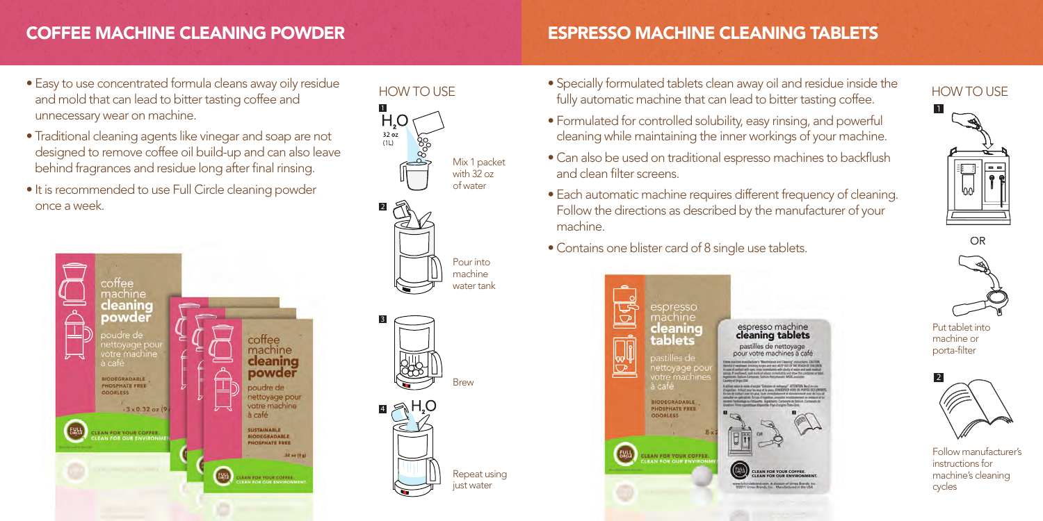# COFFEE MACHINE CLEANING POWDER

- Easy to use concentrated formula cleans away oily residue and mold that can lead to bitter tasting coffee and unnecessary wear on machine.
- Traditional cleaning agents like vinegar and soap are not designed to remove coffee oil build-up and can also leave behind fragrances and residue long after final rinsing.
- It is recommended to use Full Circle cleaning powder once a week.

## HOW TO USE

1. $H_2O$ 32 oz (1L) — Mix 1 packet with 32 oz of water
2. Pour into machine water tank
3. Brew
4. $H_2O$ — Repeat using just water

# ESPRESSO MACHINE CLEANING TABLETS

- Specially formulated tablets clean away oil and residue inside the fully automatic machine that can lead to bitter tasting coffee.
- Formulated for controlled solubility, easy rinsing, and powerful cleaning while maintaining the inner workings of your machine.
- Can also be used on traditional espresso machines to backflush and clean filter screens.
- Each automatic machine requires different frequency of cleaning. Follow the directions as described by the manufacturer of your machine.
- Contains one blister card of 8 single use tablets.

## HOW TO USE

1. Put tablet into machine OR porta-filter
2. Follow manufacturer's instructions for machine's cleaning cycles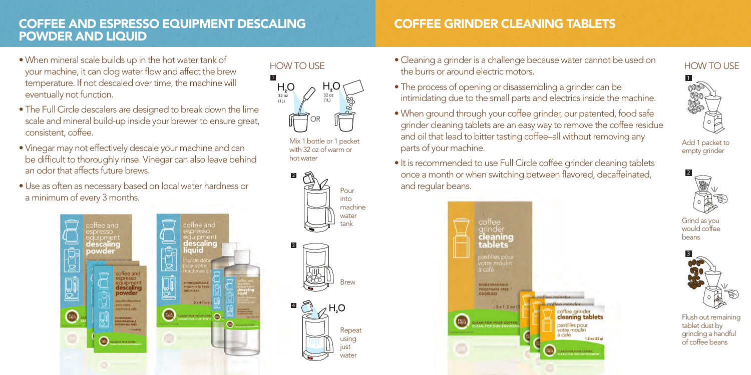## COFFEE AND ESPRESSO EQUIPMENT DESCALING POWDER AND LIQUID

- When mineral scale builds up in the hot water tank of your machine, it can clog water flow and affect the brew temperature. If not descaled over time, the machine will eventually not function.
- The Full Circle descalers are designed to break down the lime scale and mineral build-up inside your brewer to ensure great, consistent, coffee.
- Vinegar may not effectively descale your machine and can be difficult to thoroughly rinse. Vinegar can also leave behind an odor that affects future brews.
- Use as often as necessary based on local water hardness or a minimum of every 3 months.

### HOW TO USE

1. $H_2O$ 32 oz (1L) OR $H_2O$ 32 oz (1L) — Mix 1 bottle or 1 packet with 32 oz of warm or hot water
2. Pour into machine water tank
3. Brew
4. $H_2O$ — Repeat using just water

## COFFEE GRINDER CLEANING TABLETS

- Cleaning a grinder is a challenge because water cannot be used on the burrs or around electric motors.
- The process of opening or disassembling a grinder can be intimidating due to the small parts and electrics inside the machine.
- When ground through your coffee grinder, our patented, food safe grinder cleaning tablets are an easy way to remove the coffee residue and oil that lead to bitter tasting coffee–all without removing any parts of your machine.
- It is recommended to use Full Circle coffee grinder cleaning tablets once a month or when switching between flavored, decaffeinated, and regular beans.

### HOW TO USE

1. Add 1 packet to empty grinder
2. Grind as you would coffee beans
3. Flush out remaining tablet dust by grinding a handful of coffee beans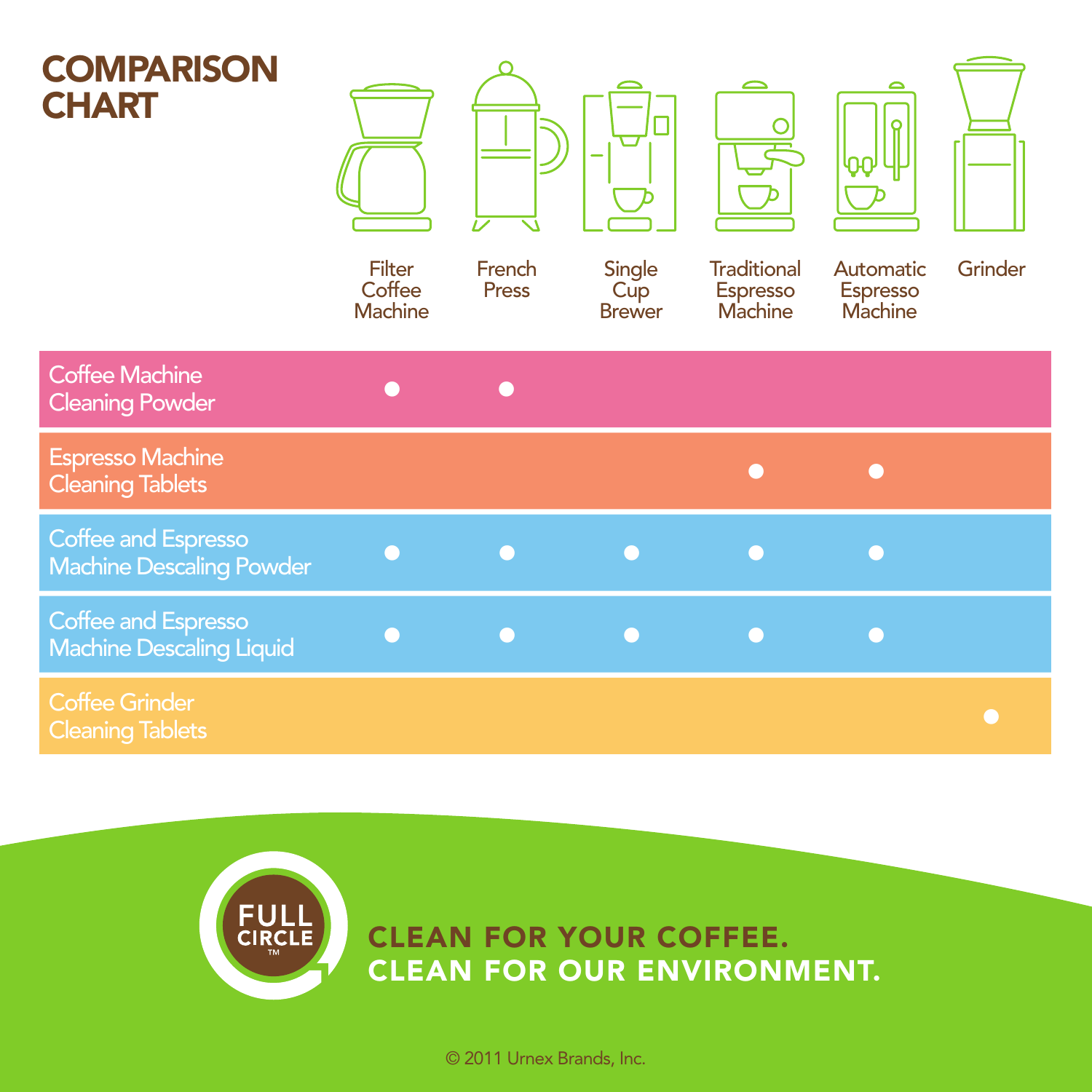# COMPARISON CHART

| | Filter Coffee Machine | French Press | Single Cup Brewer | Traditional Espresso Machine | Automatic Espresso Machine | Grinder |
|---|---|---|---|---|---|---|
| Coffee Machine Cleaning Powder | ● | ● | | | | |
| Espresso Machine Cleaning Tablets | | | | ● | ● | |
| Coffee and Espresso Machine Descaling Powder | ● | ● | ● | ● | ● | |
| Coffee and Espresso Machine Descaling Liquid | ● | ● | ● | ● | ● | |
| Coffee Grinder Cleaning Tablets | | | | | | ● |

FULL CIRCLE™

CLEAN FOR YOUR COFFEE.
CLEAN FOR OUR ENVIRONMENT.

© 2011 Urnex Brands, Inc.